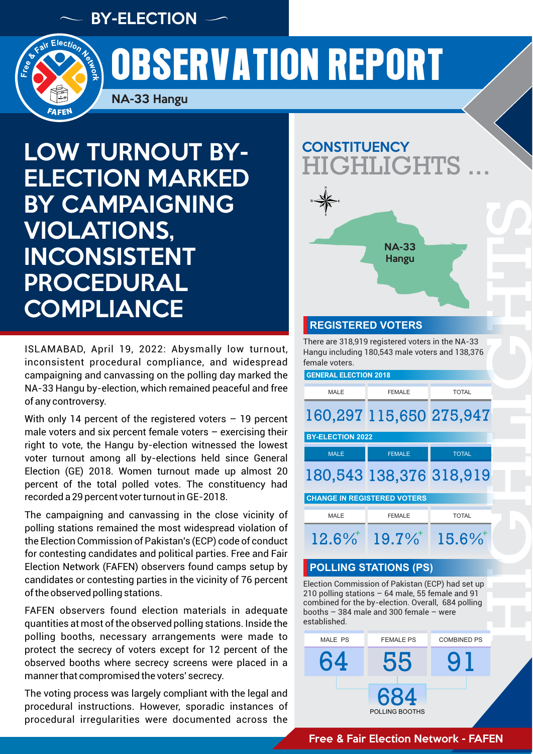BY-ELECTION

# OBSERVATION REPORT

NA-33 Hangu

## LOW TURNOUT BY-ELECTION MARKED BY CAMPAIGNING VIOLATIONS, INCONSISTENT PROCEDURAL COMPLIANCE

ISLAMABAD, April 19, 2022: Abysmally low turnout, inconsistent procedural compliance, and widespread campaigning and canvassing on the polling day marked the NA-33 Hangu by-election, which remained peaceful and free of any controversy.

With only 14 percent of the registered voters – 19 percent male voters and six percent female voters – exercising their right to vote, the Hangu by-election witnessed the lowest voter turnout among all by-elections held since General Election (GE) 2018. Women turnout made up almost 20 percent of the total polled votes. The constituency had recorded a 29 percent voter turnout in GE-2018.

The campaigning and canvassing in the close vicinity of polling stations remained the most widespread violation of the Election Commission of Pakistan's (ECP) code of conduct for contesting candidates and political parties. Free and Fair Election Network (FAFEN) observers found camps setup by candidates or contesting parties in the vicinity of 76 percent of the observed polling stations.

FAFEN observers found election materials in adequate quantities at most of the observed polling stations. Inside the polling booths, necessary arrangements were made to protect the secrecy of voters except for 12 percent of the observed booths where secrecy screens were placed in a manner that compromised the voters' secrecy.

The voting process was largely compliant with the legal and procedural instructions. However, sporadic instances of procedural irregularities were documented across the

## CONSTITUENCY HIGHLIGHTS ...

NA-33 Hangu

### REGISTERED VOTERS

There are 318,919 registered voters in the NA-33 Hangu including 180,543 male voters and 138,376 female voters.

| | MALE | FEMALE | TOTAL |
|---|---|---|---|
| GENERAL ELECTION 2018 | 160,297 | 115,650 | 275,947 |
| BY-ELECTION 2022 | 180,543 | 138,376 | 318,919 |
| CHANGE IN REGISTERED VOTERS | 12.6%+ | 19.7%+ | 15.6%+ |

### POLLING STATIONS (PS)

Election Commission of Pakistan (ECP) had set up 210 polling stations – 64 male, 55 female and 91 combined for the by-election. Overall, 684 polling booths – 384 male and 300 female – were established.

| MALE PS | FEMALE PS | COMBINED PS |
|---|---|---|
| 64 | 55 | 91 |

684 POLLING BOOTHS

Free & Fair Election Network - FAFEN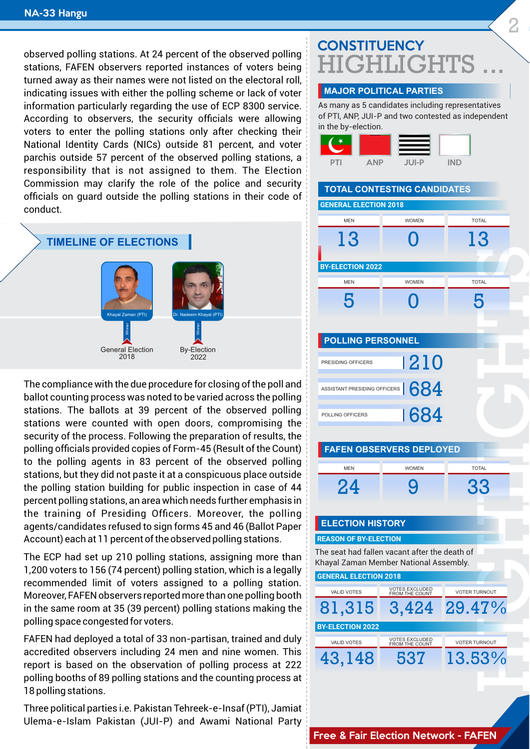observed polling stations. At 24 percent of the observed polling stations, FAFEN observers reported instances of voters being turned away as their names were not listed on the electoral roll, indicating issues with either the polling scheme or lack of voter information particularly regarding the use of ECP 8300 service. According to observers, the security officials were allowing voters to enter the polling stations only after checking their National Identity Cards (NICs) outside 81 percent, and voter parchis outside 57 percent of the observed polling stations, a responsibility that is not assigned to them. The Election Commission may clarify the role of the police and security officials on guard outside the polling stations in their code of conduct.

## TIMELINE OF ELECTIONS

| General Election 2018 | By-Election 2022 |
|---|---|
| Khayal Zaman (PTI) – Winner | Dr. Nadeem Khayal (PTI) – Winner |

The compliance with the due procedure for closing of the poll and ballot counting process was noted to be varied across the polling stations. The ballots at 39 percent of the observed polling stations were counted with open doors, compromising the security of the process. Following the preparation of results, the polling officials provided copies of Form-45 (Result of the Count) to the polling agents in 83 percent of the observed polling stations, but they did not paste it at a conspicuous place outside the polling station building for public inspection in case of 44 percent polling stations, an area which needs further emphasis in the training of Presiding Officers. Moreover, the polling agents/candidates refused to sign forms 45 and 46 (Ballot Paper Account) each at 11 percent of the observed polling stations.

The ECP had set up 210 polling stations, assigning more than 1,200 voters to 156 (74 percent) polling station, which is a legally recommended limit of voters assigned to a polling station. Moreover, FAFEN observers reported more than one polling booth in the same room at 35 (39 percent) polling stations making the polling space congested for voters.

FAFEN had deployed a total of 33 non-partisan, trained and duly accredited observers including 24 men and nine women. This report is based on the observation of polling process at 222 polling booths of 89 polling stations and the counting process at 18 polling stations.

Three political parties i.e. Pakistan Tehreek-e-Insaf (PTI), Jamiat Ulema-e-Islam Pakistan (JUI-P) and Awami National Party

# CONSTITUENCY HIGHLIGHTS ...

## MAJOR POLITICAL PARTIES

As many as 5 candidates including representatives of PTI, ANP, JUI-P and two contested as independent in the by-election.

PTI | ANP | JUI-P | IND

## TOTAL CONTESTING CANDIDATES

| | MEN | WOMEN | TOTAL |
|---|---|---|---|
| GENERAL ELECTION 2018 | 13 | 0 | 13 |
| BY-ELECTION 2022 | 5 | 0 | 5 |

## POLLING PERSONNEL

| | |
|---|---|
| PRESIDING OFFICERS | 210 |
| ASSISTANT PRESIDING OFFICERS | 684 |
| POLLING OFFICERS | 684 |

## FAFEN OBSERVERS DEPLOYED

| MEN | WOMEN | TOTAL |
|---|---|---|
| 24 | 9 | 33 |

## ELECTION HISTORY

### REASON OF BY-ELECTION

The seat had fallen vacant after the death of Khayal Zaman Member National Assembly.

| | VALID VOTES | VOTES EXCLUDED FROM THE COUNT | VOTER TURNOUT |
|---|---|---|---|
| GENERAL ELECTION 2018 | 81,315 | 3,424 | 29.47% |
| BY-ELECTION 2022 | 43,148 | 537 | 13.53% |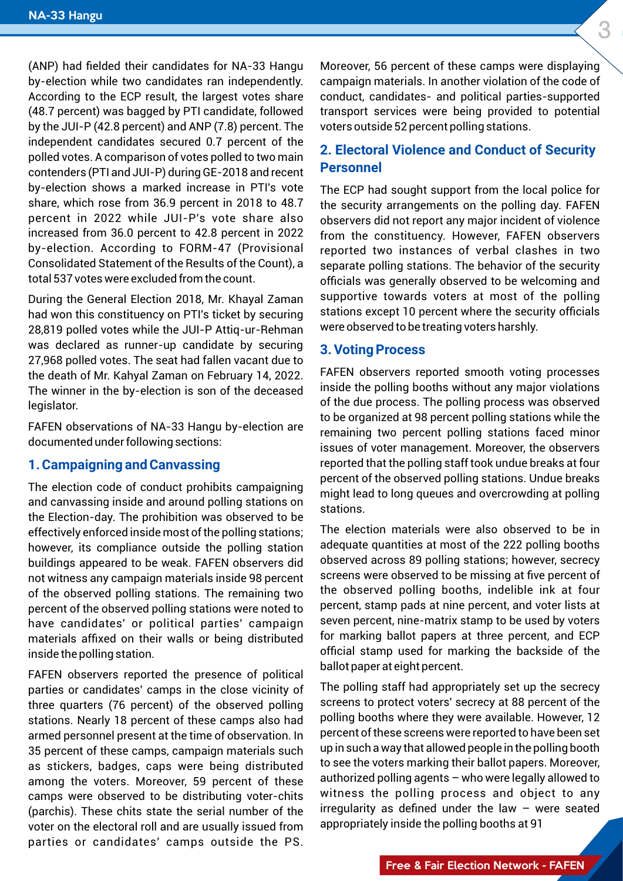(ANP) had fielded their candidates for NA-33 Hangu by-election while two candidates ran independently. According to the ECP result, the largest votes share (48.7 percent) was bagged by PTI candidate, followed by the JUI-P (42.8 percent) and ANP (7.8) percent. The independent candidates secured 0.7 percent of the polled votes. A comparison of votes polled to two main contenders (PTI and JUI-P) during GE-2018 and recent by-election shows a marked increase in PTI's vote share, which rose from 36.9 percent in 2018 to 48.7 percent in 2022 while JUI-P's vote share also increased from 36.0 percent to 42.8 percent in 2022 by-election. According to FORM-47 (Provisional Consolidated Statement of the Results of the Count), a total 537 votes were excluded from the count.

During the General Election 2018, Mr. Khayal Zaman had won this constituency on PTI's ticket by securing 28,819 polled votes while the JUI-P Attiq-ur-Rehman was declared as runner-up candidate by securing 27,968 polled votes. The seat had fallen vacant due to the death of Mr. Kahyal Zaman on February 14, 2022. The winner in the by-election is son of the deceased legislator.

FAFEN observations of NA-33 Hangu by-election are documented under following sections:

## 1. Campaigning and Canvassing

The election code of conduct prohibits campaigning and canvassing inside and around polling stations on the Election-day. The prohibition was observed to be effectively enforced inside most of the polling stations; however, its compliance outside the polling station buildings appeared to be weak. FAFEN observers did not witness any campaign materials inside 98 percent of the observed polling stations. The remaining two percent of the observed polling stations were noted to have candidates' or political parties' campaign materials affixed on their walls or being distributed inside the polling station.

FAFEN observers reported the presence of political parties or candidates' camps in the close vicinity of three quarters (76 percent) of the observed polling stations. Nearly 18 percent of these camps also had armed personnel present at the time of observation. In 35 percent of these camps, campaign materials such as stickers, badges, caps were being distributed among the voters. Moreover, 59 percent of these camps were observed to be distributing voter-chits (parchis). These chits state the serial number of the voter on the electoral roll and are usually issued from parties or candidates' camps outside the PS. Moreover, 56 percent of these camps were displaying campaign materials. In another violation of the code of conduct, candidates- and political parties-supported transport services were being provided to potential voters outside 52 percent polling stations.

## 2. Electoral Violence and Conduct of Security Personnel

The ECP had sought support from the local police for the security arrangements on the polling day. FAFEN observers did not report any major incident of violence from the constituency. However, FAFEN observers reported two instances of verbal clashes in two separate polling stations. The behavior of the security officials was generally observed to be welcoming and supportive towards voters at most of the polling stations except 10 percent where the security officials were observed to be treating voters harshly.

## 3. Voting Process

FAFEN observers reported smooth voting processes inside the polling booths without any major violations of the due process. The polling process was observed to be organized at 98 percent polling stations while the remaining two percent polling stations faced minor issues of voter management. Moreover, the observers reported that the polling staff took undue breaks at four percent of the observed polling stations. Undue breaks might lead to long queues and overcrowding at polling stations.

The election materials were also observed to be in adequate quantities at most of the 222 polling booths observed across 89 polling stations; however, secrecy screens were observed to be missing at five percent of the observed polling booths, indelible ink at four percent, stamp pads at nine percent, and voter lists at seven percent, nine-matrix stamp to be used by voters for marking ballot papers at three percent, and ECP official stamp used for marking the backside of the ballot paper at eight percent.

The polling staff had appropriately set up the secrecy screens to protect voters' secrecy at 88 percent of the polling booths where they were available. However, 12 percent of these screens were reported to have been set up in such a way that allowed people in the polling booth to see the voters marking their ballot papers. Moreover, authorized polling agents – who were legally allowed to witness the polling process and object to any irregularity as defined under the law – were seated appropriately inside the polling booths at 91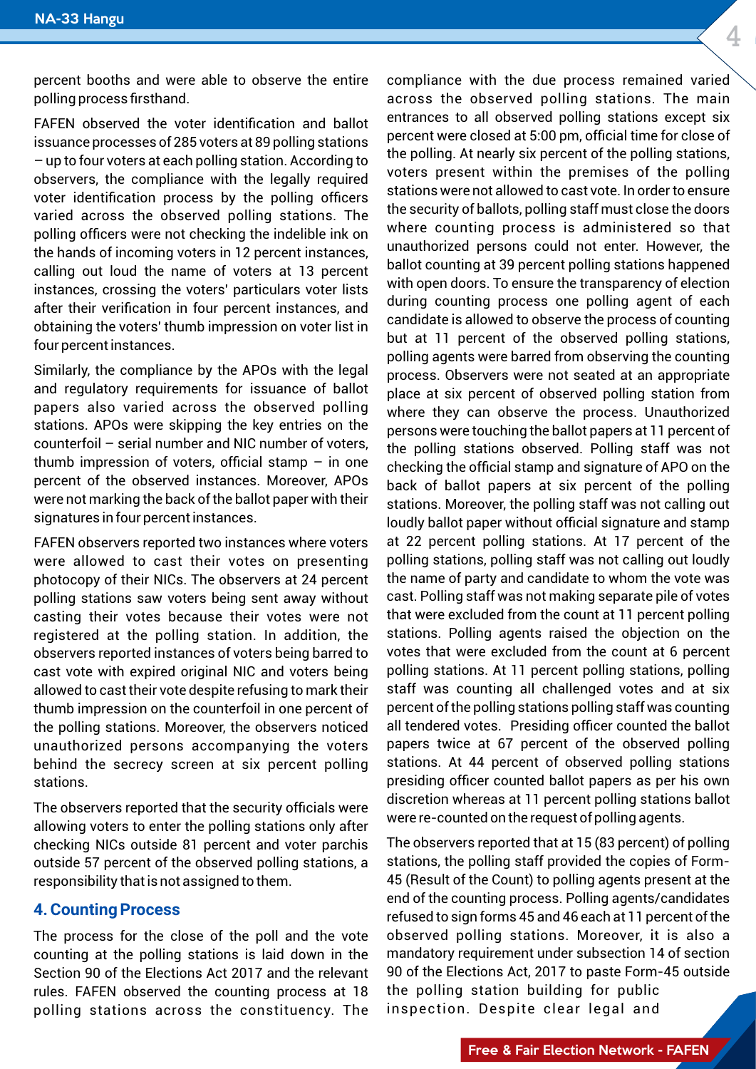percent booths and were able to observe the entire polling process firsthand.

FAFEN observed the voter identification and ballot issuance processes of 285 voters at 89 polling stations – up to four voters at each polling station. According to observers, the compliance with the legally required voter identification process by the polling officers varied across the observed polling stations. The polling officers were not checking the indelible ink on the hands of incoming voters in 12 percent instances, calling out loud the name of voters at 13 percent instances, crossing the voters' particulars voter lists after their verification in four percent instances, and obtaining the voters' thumb impression on voter list in four percent instances.

Similarly, the compliance by the APOs with the legal and regulatory requirements for issuance of ballot papers also varied across the observed polling stations. APOs were skipping the key entries on the counterfoil – serial number and NIC number of voters, thumb impression of voters, official stamp – in one percent of the observed instances. Moreover, APOs were not marking the back of the ballot paper with their signatures in four percent instances.

FAFEN observers reported two instances where voters were allowed to cast their votes on presenting photocopy of their NICs. The observers at 24 percent polling stations saw voters being sent away without casting their votes because their votes were not registered at the polling station. In addition, the observers reported instances of voters being barred to cast vote with expired original NIC and voters being allowed to cast their vote despite refusing to mark their thumb impression on the counterfoil in one percent of the polling stations. Moreover, the observers noticed unauthorized persons accompanying the voters behind the secrecy screen at six percent polling stations.

The observers reported that the security officials were allowing voters to enter the polling stations only after checking NICs outside 81 percent and voter parchis outside 57 percent of the observed polling stations, a responsibility that is not assigned to them.

## 4. Counting Process

The process for the close of the poll and the vote counting at the polling stations is laid down in the Section 90 of the Elections Act 2017 and the relevant rules. FAFEN observed the counting process at 18 polling stations across the constituency. The compliance with the due process remained varied across the observed polling stations. The main entrances to all observed polling stations except six percent were closed at 5:00 pm, official time for close of the polling. At nearly six percent of the polling stations, voters present within the premises of the polling stations were not allowed to cast vote. In order to ensure the security of ballots, polling staff must close the doors where counting process is administered so that unauthorized persons could not enter. However, the ballot counting at 39 percent polling stations happened with open doors. To ensure the transparency of election during counting process one polling agent of each candidate is allowed to observe the process of counting but at 11 percent of the observed polling stations, polling agents were barred from observing the counting process. Observers were not seated at an appropriate place at six percent of observed polling station from where they can observe the process. Unauthorized persons were touching the ballot papers at 11 percent of the polling stations observed. Polling staff was not checking the official stamp and signature of APO on the back of ballot papers at six percent of the polling stations. Moreover, the polling staff was not calling out loudly ballot paper without official signature and stamp at 22 percent polling stations. At 17 percent of the polling stations, polling staff was not calling out loudly the name of party and candidate to whom the vote was cast. Polling staff was not making separate pile of votes that were excluded from the count at 11 percent polling stations. Polling agents raised the objection on the votes that were excluded from the count at 6 percent polling stations. At 11 percent polling stations, polling staff was counting all challenged votes and at six percent of the polling stations polling staff was counting all tendered votes. Presiding officer counted the ballot papers twice at 67 percent of the observed polling stations. At 44 percent of observed polling stations presiding officer counted ballot papers as per his own discretion whereas at 11 percent polling stations ballot were re-counted on the request of polling agents.

The observers reported that at 15 (83 percent) of polling stations, the polling staff provided the copies of Form-45 (Result of the Count) to polling agents present at the end of the counting process. Polling agents/candidates refused to sign forms 45 and 46 each at 11 percent of the observed polling stations. Moreover, it is also a mandatory requirement under subsection 14 of section 90 of the Elections Act, 2017 to paste Form-45 outside the polling station building for public inspection. Despite clear legal and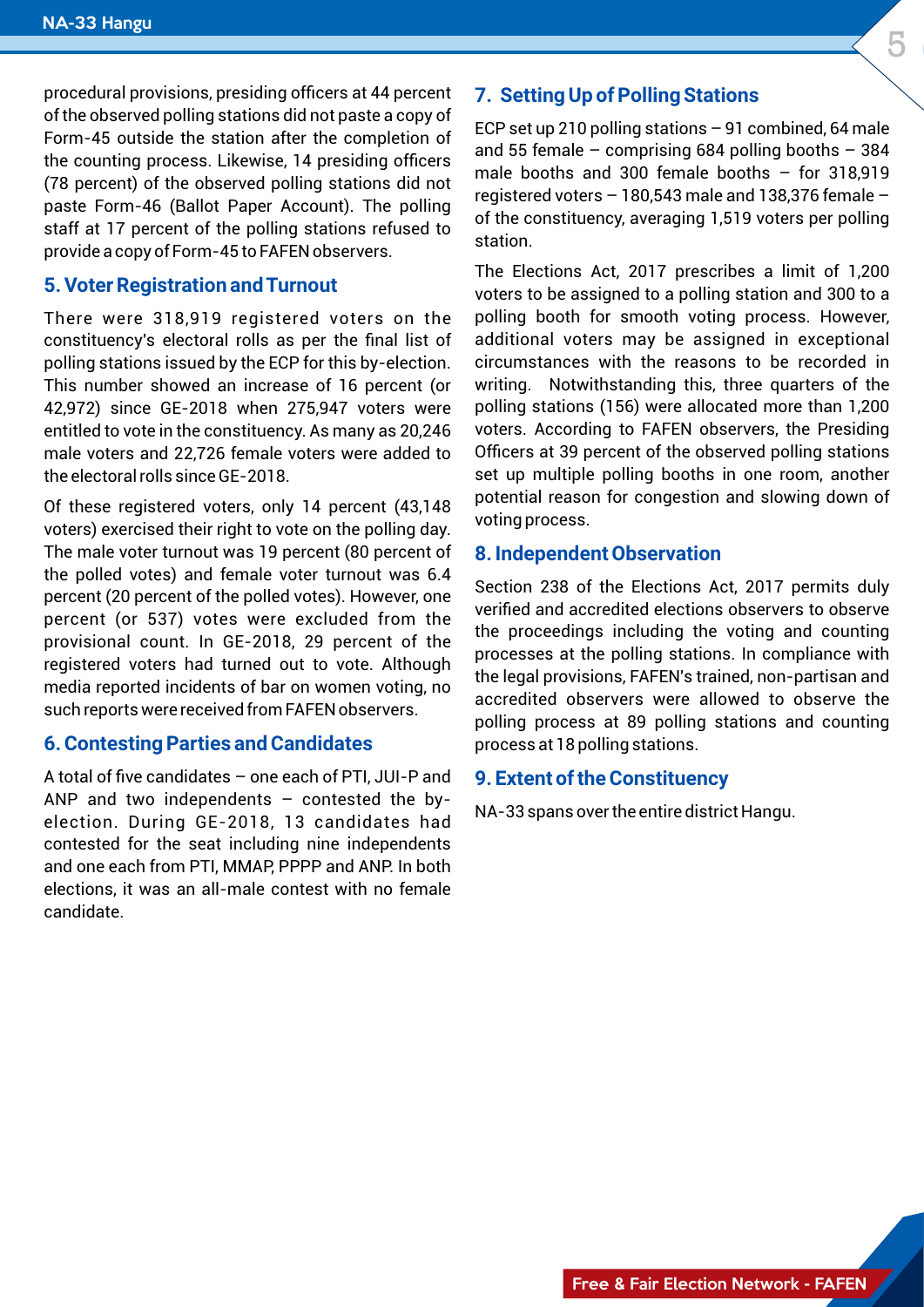procedural provisions, presiding officers at 44 percent of the observed polling stations did not paste a copy of Form-45 outside the station after the completion of the counting process. Likewise, 14 presiding officers (78 percent) of the observed polling stations did not paste Form-46 (Ballot Paper Account). The polling staff at 17 percent of the polling stations refused to provide a copy of Form-45 to FAFEN observers.

## 5. Voter Registration and Turnout

There were 318,919 registered voters on the constituency's electoral rolls as per the final list of polling stations issued by the ECP for this by-election. This number showed an increase of 16 percent (or 42,972) since GE-2018 when 275,947 voters were entitled to vote in the constituency. As many as 20,246 male voters and 22,726 female voters were added to the electoral rolls since GE-2018.

Of these registered voters, only 14 percent (43,148 voters) exercised their right to vote on the polling day. The male voter turnout was 19 percent (80 percent of the polled votes) and female voter turnout was 6.4 percent (20 percent of the polled votes). However, one percent (or 537) votes were excluded from the provisional count. In GE-2018, 29 percent of the registered voters had turned out to vote. Although media reported incidents of bar on women voting, no such reports were received from FAFEN observers.

## 6. Contesting Parties and Candidates

A total of five candidates – one each of PTI, JUI-P and ANP and two independents – contested the by-election. During GE-2018, 13 candidates had contested for the seat including nine independents and one each from PTI, MMAP, PPPP and ANP. In both elections, it was an all-male contest with no female candidate.

## 7. Setting Up of Polling Stations

ECP set up 210 polling stations – 91 combined, 64 male and 55 female – comprising 684 polling booths – 384 male booths and 300 female booths – for 318,919 registered voters – 180,543 male and 138,376 female – of the constituency, averaging 1,519 voters per polling station.

The Elections Act, 2017 prescribes a limit of 1,200 voters to be assigned to a polling station and 300 to a polling booth for smooth voting process. However, additional voters may be assigned in exceptional circumstances with the reasons to be recorded in writing. Notwithstanding this, three quarters of the polling stations (156) were allocated more than 1,200 voters. According to FAFEN observers, the Presiding Officers at 39 percent of the observed polling stations set up multiple polling booths in one room, another potential reason for congestion and slowing down of voting process.

## 8. Independent Observation

Section 238 of the Elections Act, 2017 permits duly verified and accredited elections observers to observe the proceedings including the voting and counting processes at the polling stations. In compliance with the legal provisions, FAFEN's trained, non-partisan and accredited observers were allowed to observe the polling process at 89 polling stations and counting process at 18 polling stations.

## 9. Extent of the Constituency

NA-33 spans over the entire district Hangu.